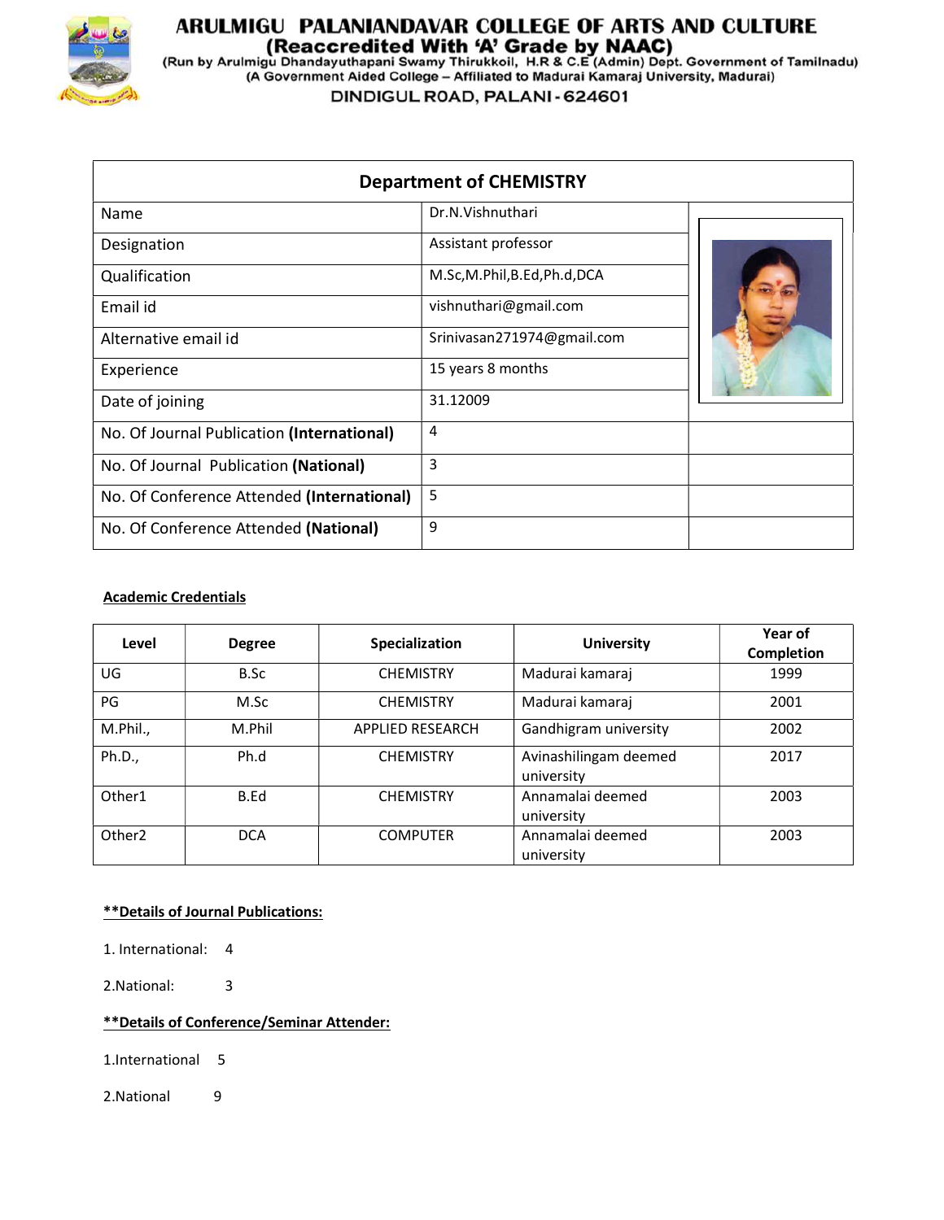# ARULMIGU PALANIANDAVAR COLLEGE OF ARTS AND CULTURE

**(Reaccredited With 'A' Grade by NAAC)**

(Run by Arulmigu Dhandayuthapani Swamy Thirukkoil, H.R & C.E (Admin) Dept. Government of Tamilnadu)

(A Government Aided College – Affiliated to Madurai Kamaraj University, Madurai)

DINDIGUL ROAD, PALANI - 624601

## Department of CHEMISTRY

| | | |
|---|---|---|
| Name | Dr.N.Vishnuthari | |
| Designation | Assistant professor | |
| Qualification | M.Sc,M.Phil,B.Ed,Ph.d,DCA | |
| Email id | vishnuthari@gmail.com | |
| Alternative email id | Srinivasan271974@gmail.com | |
| Experience | 15 years 8 months | |
| Date of joining | 31.12009 | |
| No. Of Journal Publication **(International)** | 4 | |
| No. Of Journal Publication **(National)** | 3 | |
| No. Of Conference Attended **(International)** | 5 | |
| No. Of Conference Attended **(National)** | 9 | |

**Academic Credentials**

| Level | Degree | Specialization | University | Year of Completion |
|---|---|---|---|---|
| UG | B.Sc | CHEMISTRY | Madurai kamaraj | 1999 |
| PG | M.Sc | CHEMISTRY | Madurai kamaraj | 2001 |
| M.Phil., | M.Phil | APPLIED RESEARCH | Gandhigram university | 2002 |
| Ph.D., | Ph.d | CHEMISTRY | Avinashilingam deemed university | 2017 |
| Other1 | B.Ed | CHEMISTRY | Annamalai deemed university | 2003 |
| Other2 | DCA | COMPUTER | Annamalai deemed university | 2003 |

**\*\*Details of Journal Publications:**

1. International: 4

2.National: 3

**\*\*Details of Conference/Seminar Attender:**

1.International 5

2.National 9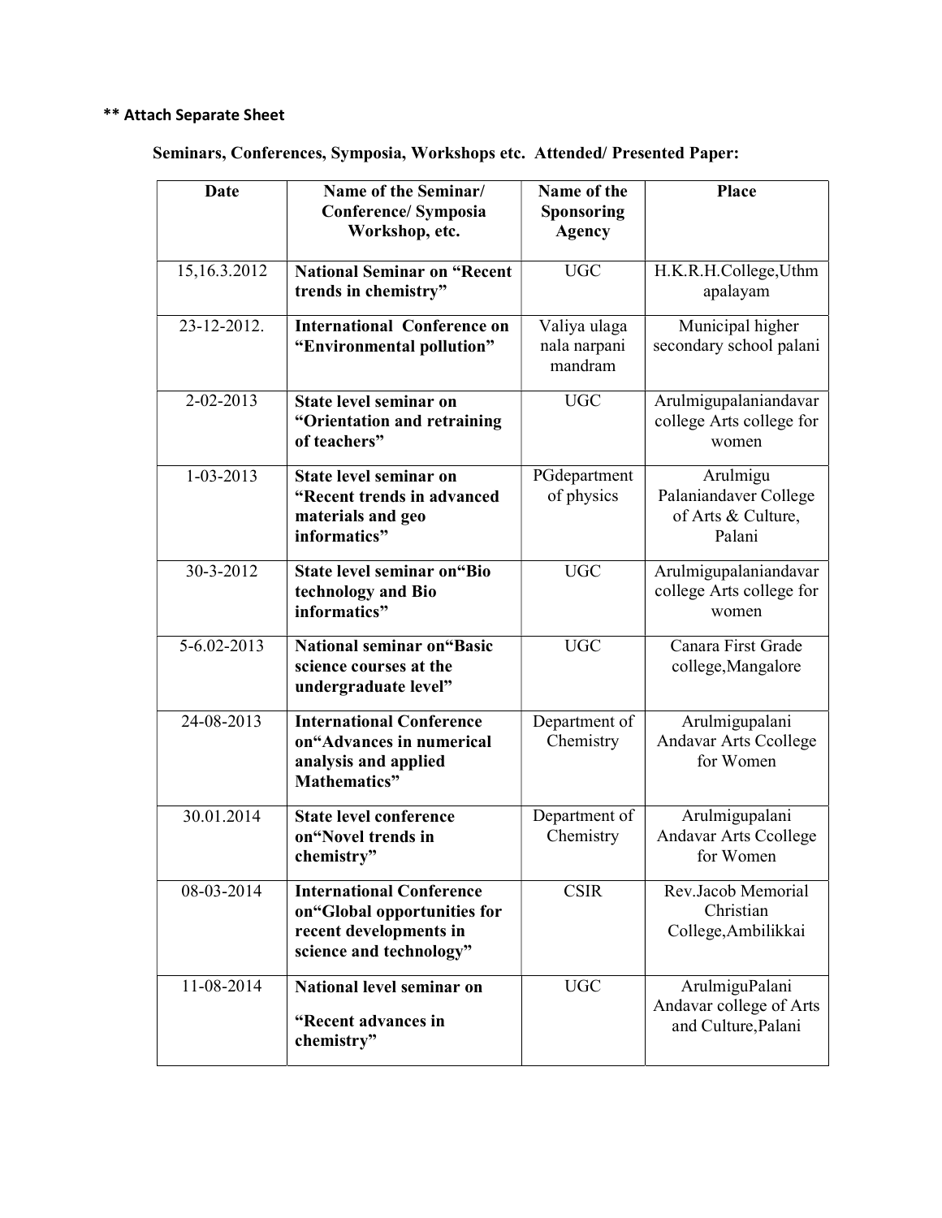**** Attach Separate Sheet**

**Seminars, Conferences, Symposia, Workshops etc. Attended/ Presented Paper:**

| Date | Name of the Seminar/ Conference/ Symposia Workshop, etc. | Name of the Sponsoring Agency | Place |
|---|---|---|---|
| 15,16.3.2012 | **National Seminar on "Recent trends in chemistry"** | UGC | H.K.R.H.College,Uthmapalayam |
| 23-12-2012. | **International Conference on "Environmental pollution"** | Valiya ulaga nala narpani mandram | Municipal higher secondary school palani |
| 2-02-2013 | **State level seminar on "Orientation and retraining of teachers"** | UGC | Arulmigupalaniandavar college Arts college for women |
| 1-03-2013 | **State level seminar on "Recent trends in advanced materials and geo informatics"** | PGdepartment of physics | Arulmigu Palaniandaver College of Arts & Culture, Palani |
| 30-3-2012 | **State level seminar on"Bio technology and Bio informatics"** | UGC | Arulmigupalaniandavar college Arts college for women |
| 5-6.02-2013 | **National seminar on"Basic science courses at the undergraduate level"** | UGC | Canara First Grade college,Mangalore |
| 24-08-2013 | **International Conference on"Advances in numerical analysis and applied Mathematics"** | Department of Chemistry | Arulmigupalani Andavar Arts Ccollege for Women |
| 30.01.2014 | **State level conference on"Novel trends in chemistry"** | Department of Chemistry | Arulmigupalani Andavar Arts Ccollege for Women |
| 08-03-2014 | **International Conference on"Global opportunities for recent developments in science and technology"** | CSIR | Rev.Jacob Memorial Christian College,Ambilikkai |
| 11-08-2014 | **National level seminar on "Recent advances in chemistry"** | UGC | ArulmiguPalani Andavar college of Arts and Culture,Palani |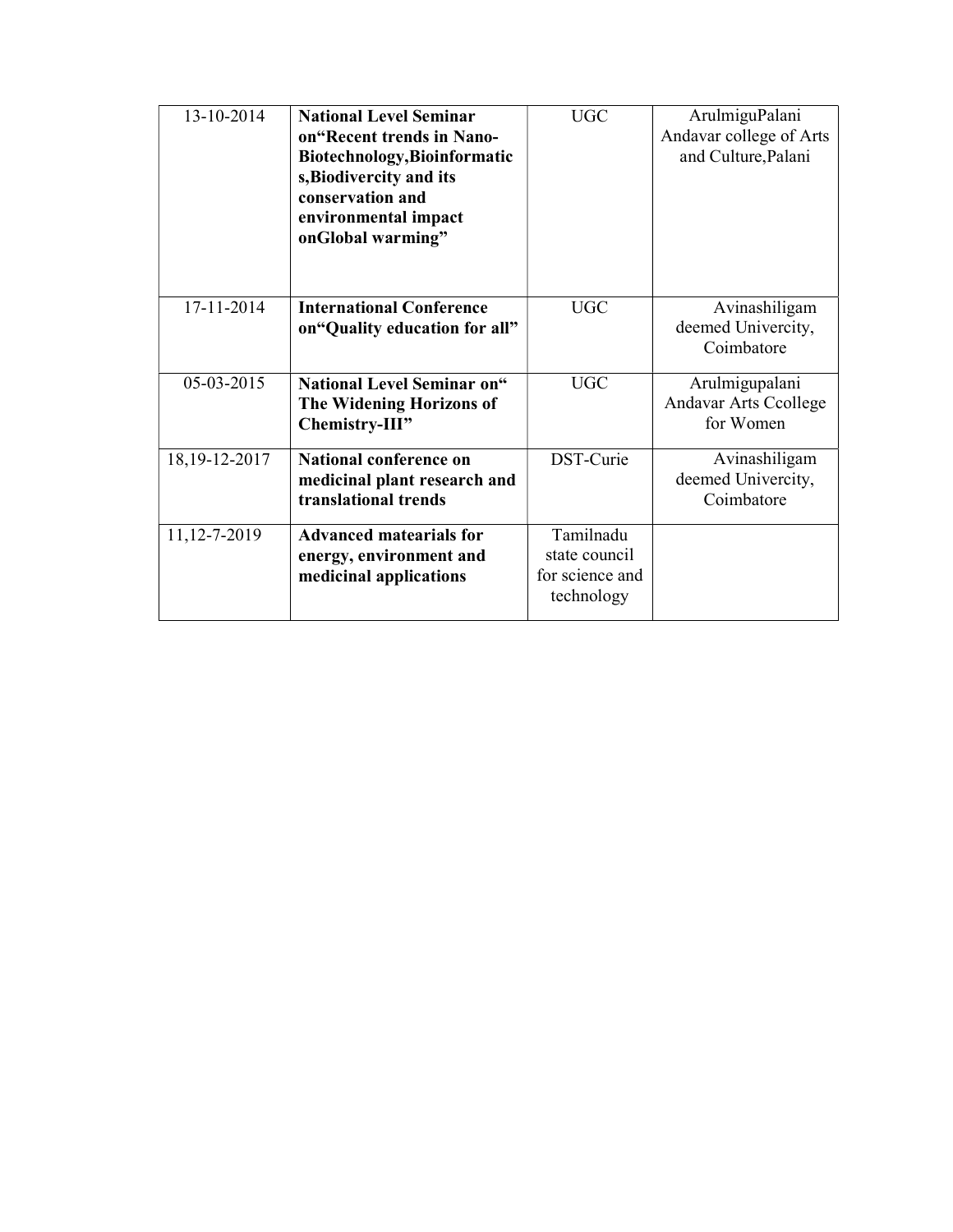| | | | |
|---|---|---|---|
| 13-10-2014 | **National Level Seminar on"Recent trends in Nano-Biotechnology,Bioinformatics,Biodivercity and its conservation and environmental impact onGlobal warming"** | UGC | ArulmiguPalani Andavar college of Arts and Culture,Palani |
| 17-11-2014 | **International Conference on"Quality education for all"** | UGC | Avinashiligam deemed Univercity, Coimbatore |
| 05-03-2015 | **National Level Seminar on" The Widening Horizons of Chemistry-III"** | UGC | Arulmigupalani Andavar Arts Ccollege for Women |
| 18,19-12-2017 | **National conference on medicinal plant research and translational trends** | DST-Curie | Avinashiligam deemed Univercity, Coimbatore |
| 11,12-7-2019 | **Advanced matearials for energy, environment and medicinal applications** | Tamilnadu state council for science and technology | |